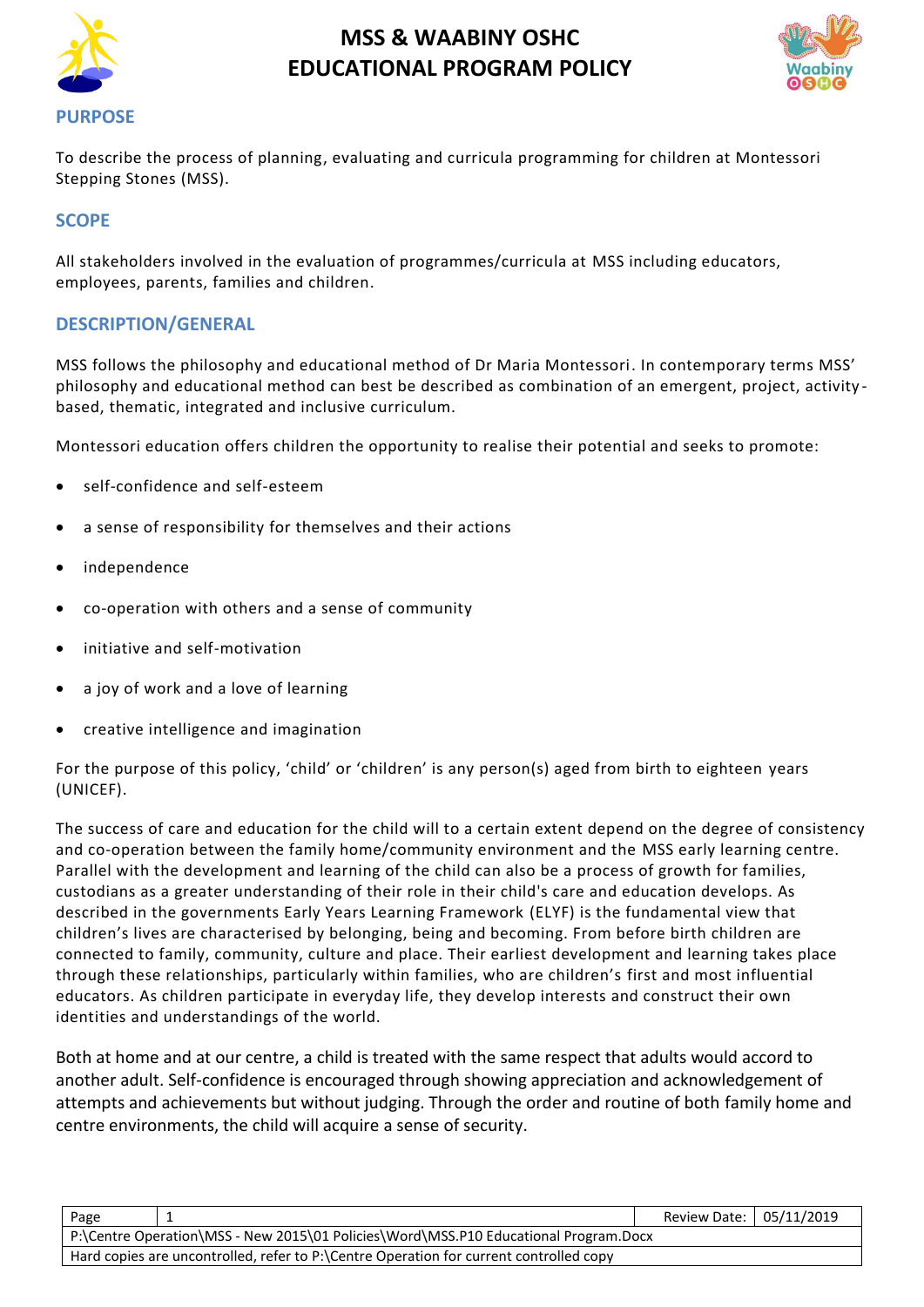# MSS & WAABINY OSHC EDUCATIONAL PROGRAM POLICY

## PURPOSE

To describe the process of planning, evaluating and curricula programming for children at Montessori Stepping Stones (MSS).

## SCOPE

All stakeholders involved in the evaluation of programmes/curricula at MSS including educators, employees, parents, families and children.

## DESCRIPTION/GENERAL

MSS follows the philosophy and educational method of Dr Maria Montessori. In contemporary terms MSS' philosophy and educational method can best be described as combination of an emergent, project, activity-based, thematic, integrated and inclusive curriculum.

Montessori education offers children the opportunity to realise their potential and seeks to promote:

- self-confidence and self-esteem
- a sense of responsibility for themselves and their actions
- independence
- co-operation with others and a sense of community
- initiative and self-motivation
- a joy of work and a love of learning
- creative intelligence and imagination

For the purpose of this policy, 'child' or 'children' is any person(s) aged from birth to eighteen years (UNICEF).

The success of care and education for the child will to a certain extent depend on the degree of consistency and co-operation between the family home/community environment and the MSS early learning centre. Parallel with the development and learning of the child can also be a process of growth for families, custodians as a greater understanding of their role in their child's care and education develops. As described in the governments Early Years Learning Framework (ELYF) is the fundamental view that children's lives are characterised by belonging, being and becoming. From before birth children are connected to family, community, culture and place. Their earliest development and learning takes place through these relationships, particularly within families, who are children's first and most influential educators. As children participate in everyday life, they develop interests and construct their own identities and understandings of the world.

Both at home and at our centre, a child is treated with the same respect that adults would accord to another adult. Self-confidence is encouraged through showing appreciation and acknowledgement of attempts and achievements but without judging. Through the order and routine of both family home and centre environments, the child will acquire a sense of security.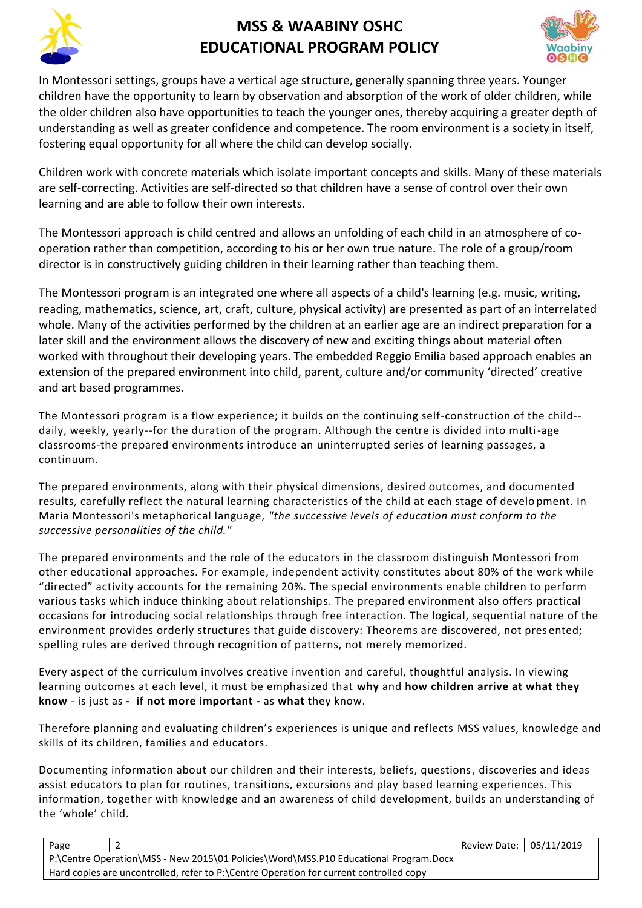In Montessori settings, groups have a vertical age structure, generally spanning three years. Younger children have the opportunity to learn by observation and absorption of the work of older children, while the older children also have opportunities to teach the younger ones, thereby acquiring a greater depth of understanding as well as greater confidence and competence. The room environment is a society in itself, fostering equal opportunity for all where the child can develop socially.

Children work with concrete materials which isolate important concepts and skills. Many of these materials are self-correcting. Activities are self-directed so that children have a sense of control over their own learning and are able to follow their own interests.

The Montessori approach is child centred and allows an unfolding of each child in an atmosphere of co-operation rather than competition, according to his or her own true nature. The role of a group/room director is in constructively guiding children in their learning rather than teaching them.

The Montessori program is an integrated one where all aspects of a child's learning (e.g. music, writing, reading, mathematics, science, art, craft, culture, physical activity) are presented as part of an interrelated whole. Many of the activities performed by the children at an earlier age are an indirect preparation for a later skill and the environment allows the discovery of new and exciting things about material often worked with throughout their developing years. The embedded Reggio Emilia based approach enables an extension of the prepared environment into child, parent, culture and/or community 'directed' creative and art based programmes.

The Montessori program is a flow experience; it builds on the continuing self-construction of the child--daily, weekly, yearly--for the duration of the program. Although the centre is divided into multi-age classrooms-the prepared environments introduce an uninterrupted series of learning passages, a continuum.

The prepared environments, along with their physical dimensions, desired outcomes, and documented results, carefully reflect the natural learning characteristics of the child at each stage of development. In Maria Montessori's metaphorical language, *"the successive levels of education must conform to the successive personalities of the child."*

The prepared environments and the role of the educators in the classroom distinguish Montessori from other educational approaches. For example, independent activity constitutes about 80% of the work while "directed" activity accounts for the remaining 20%. The special environments enable children to perform various tasks which induce thinking about relationships. The prepared environment also offers practical occasions for introducing social relationships through free interaction. The logical, sequential nature of the environment provides orderly structures that guide discovery: Theorems are discovered, not presented; spelling rules are derived through recognition of patterns, not merely memorized.

Every aspect of the curriculum involves creative invention and careful, thoughtful analysis. In viewing learning outcomes at each level, it must be emphasized that **why** and **how children arrive at what they know** - is just as **- if not more important -** as **what** they know.

Therefore planning and evaluating children's experiences is unique and reflects MSS values, knowledge and skills of its children, families and educators.

Documenting information about our children and their interests, beliefs, questions, discoveries and ideas assist educators to plan for routines, transitions, excursions and play based learning experiences. This information, together with knowledge and an awareness of child development, builds an understanding of the 'whole' child.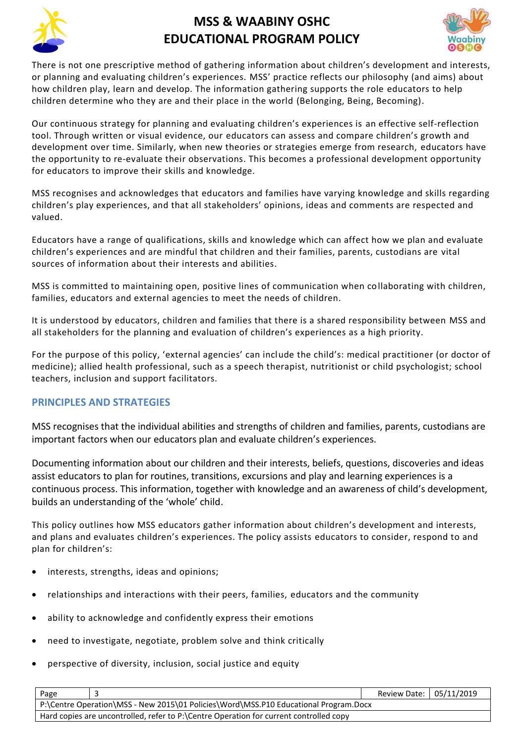There is not one prescriptive method of gathering information about children's development and interests, or planning and evaluating children's experiences. MSS' practice reflects our philosophy (and aims) about how children play, learn and develop. The information gathering supports the role educators to help children determine who they are and their place in the world (Belonging, Being, Becoming).

Our continuous strategy for planning and evaluating children's experiences is an effective self-reflection tool. Through written or visual evidence, our educators can assess and compare children's growth and development over time. Similarly, when new theories or strategies emerge from research, educators have the opportunity to re-evaluate their observations. This becomes a professional development opportunity for educators to improve their skills and knowledge.

MSS recognises and acknowledges that educators and families have varying knowledge and skills regarding children's play experiences, and that all stakeholders' opinions, ideas and comments are respected and valued.

Educators have a range of qualifications, skills and knowledge which can affect how we plan and evaluate children's experiences and are mindful that children and their families, parents, custodians are vital sources of information about their interests and abilities.

MSS is committed to maintaining open, positive lines of communication when collaborating with children, families, educators and external agencies to meet the needs of children.

It is understood by educators, children and families that there is a shared responsibility between MSS and all stakeholders for the planning and evaluation of children's experiences as a high priority.

For the purpose of this policy, 'external agencies' can include the child's: medical practitioner (or doctor of medicine); allied health professional, such as a speech therapist, nutritionist or child psychologist; school teachers, inclusion and support facilitators.

## PRINCIPLES AND STRATEGIES

MSS recognises that the individual abilities and strengths of children and families, parents, custodians are important factors when our educators plan and evaluate children's experiences.

Documenting information about our children and their interests, beliefs, questions, discoveries and ideas assist educators to plan for routines, transitions, excursions and play and learning experiences is a continuous process. This information, together with knowledge and an awareness of child's development, builds an understanding of the 'whole' child.

This policy outlines how MSS educators gather information about children's development and interests, and plans and evaluates children's experiences. The policy assists educators to consider, respond to and plan for children's:

- interests, strengths, ideas and opinions;
- relationships and interactions with their peers, families, educators and the community
- ability to acknowledge and confidently express their emotions
- need to investigate, negotiate, problem solve and think critically
- perspective of diversity, inclusion, social justice and equity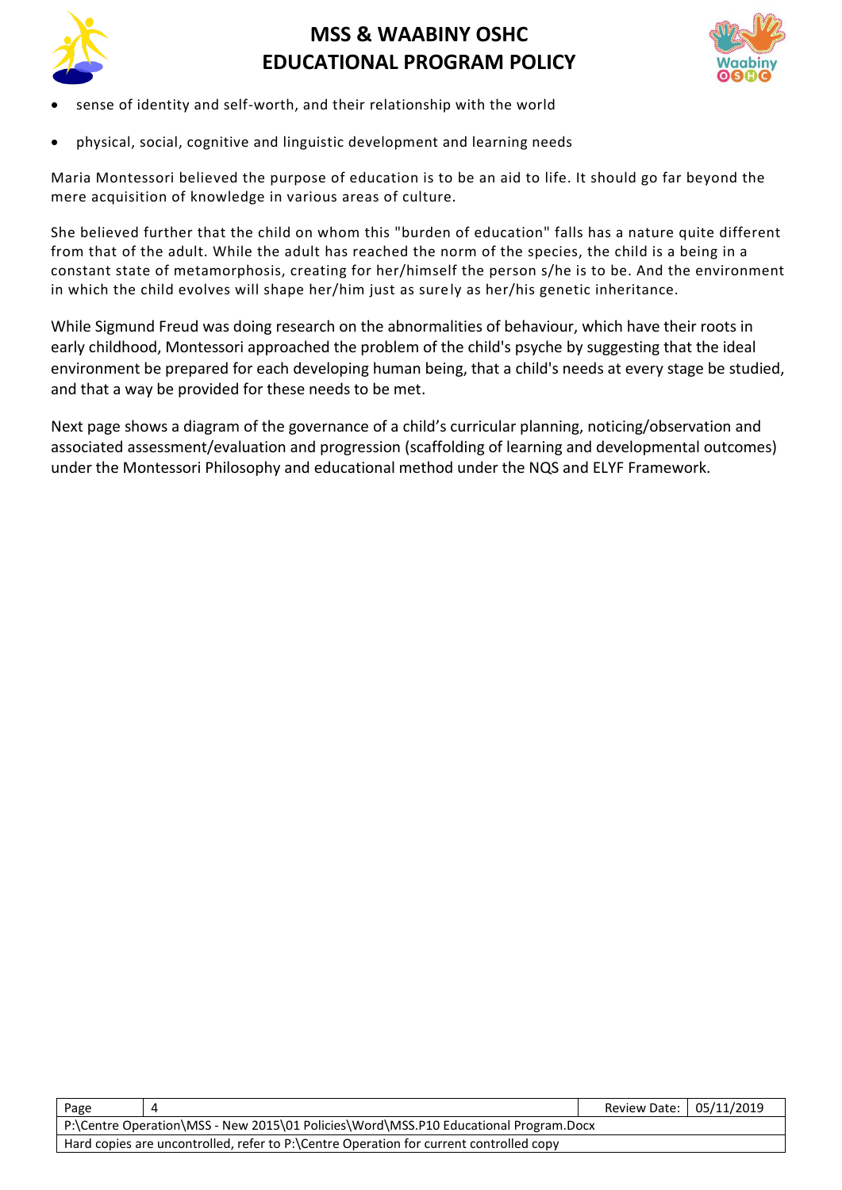- sense of identity and self-worth, and their relationship with the world
- physical, social, cognitive and linguistic development and learning needs

Maria Montessori believed the purpose of education is to be an aid to life. It should go far beyond the mere acquisition of knowledge in various areas of culture.

She believed further that the child on whom this "burden of education" falls has a nature quite different from that of the adult. While the adult has reached the norm of the species, the child is a being in a constant state of metamorphosis, creating for her/himself the person s/he is to be. And the environment in which the child evolves will shape her/him just as surely as her/his genetic inheritance.

While Sigmund Freud was doing research on the abnormalities of behaviour, which have their roots in early childhood, Montessori approached the problem of the child's psyche by suggesting that the ideal environment be prepared for each developing human being, that a child's needs at every stage be studied, and that a way be provided for these needs to be met.

Next page shows a diagram of the governance of a child's curricular planning, noticing/observation and associated assessment/evaluation and progression (scaffolding of learning and developmental outcomes) under the Montessori Philosophy and educational method under the NQS and ELYF Framework.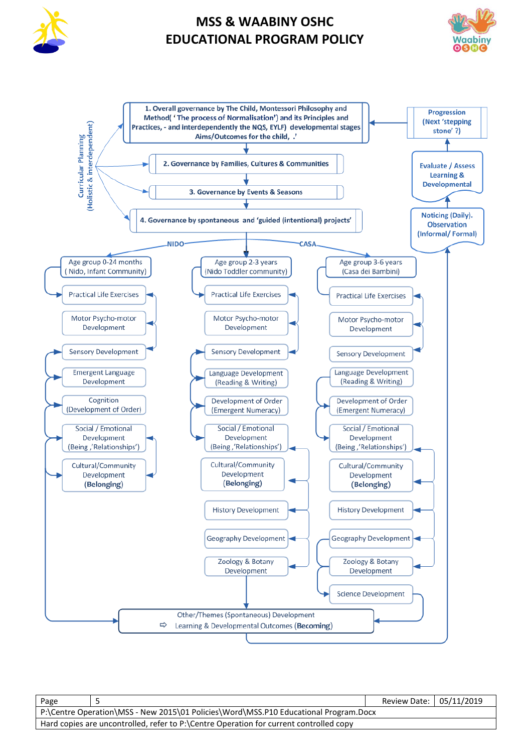1. Overall governance by The Child, Montessori Philosophy and Method( 'The process of Normalisation') and its Principles and Practices, - and interdependently the NQS, EYLF) developmental stages Aims/Outcomes for the child, .'

2. Governance by Families, Cultures & Communities

3. Governance by Events & Seasons

4. Governance by spontaneous and 'guided (intentional) projects'

Curricular Planning (Holistic & interdependent)

Progression (Next 'stepping stone' ?)

Evaluate / Assess Learning & Developmental

Noticing (Daily). Observation (Informal/ Formal)

NIDO

CASA

**Age group 0-24 months (Nido, Infant Community)**

- Practical Life Exercises
- Motor Psycho-motor Development
- Sensory Development
- Emergent Language Development
- Cognition (Development of Order)
- Social / Emotional Development (Being ,'Relationships')
- Cultural/Community Development (**Belonging**)

**Age group 2-3 years (Nido Toddler community)**

- Practical Life Exercises
- Motor Psycho-motor Development
- Sensory Development
- Language Development (Reading & Writing)
- Development of Order (Emergent Numeracy)
- Social / Emotional Development (Being ,'Relationships')
- Cultural/Community Development (**Belonging**)
- History Development
- Geography Development
- Zoology & Botany Development

**Age group 3-6 years (Casa dei Bambini)**

- Practical Life Exercises
- Motor Psycho-motor Development
- Sensory Development
- Language Development (Reading & Writing)
- Development of Order (Emergent Numeracy)
- Social / Emotional Development (Being ,'Relationships')
- Cultural/Community Development (**Belonging**)
- History Development
- Geography Development
- Zoology & Botany Development
- Science Development

Other/Themes (Spontaneous) Development
⇨ Learning & Developmental Outcomes (**Becoming**)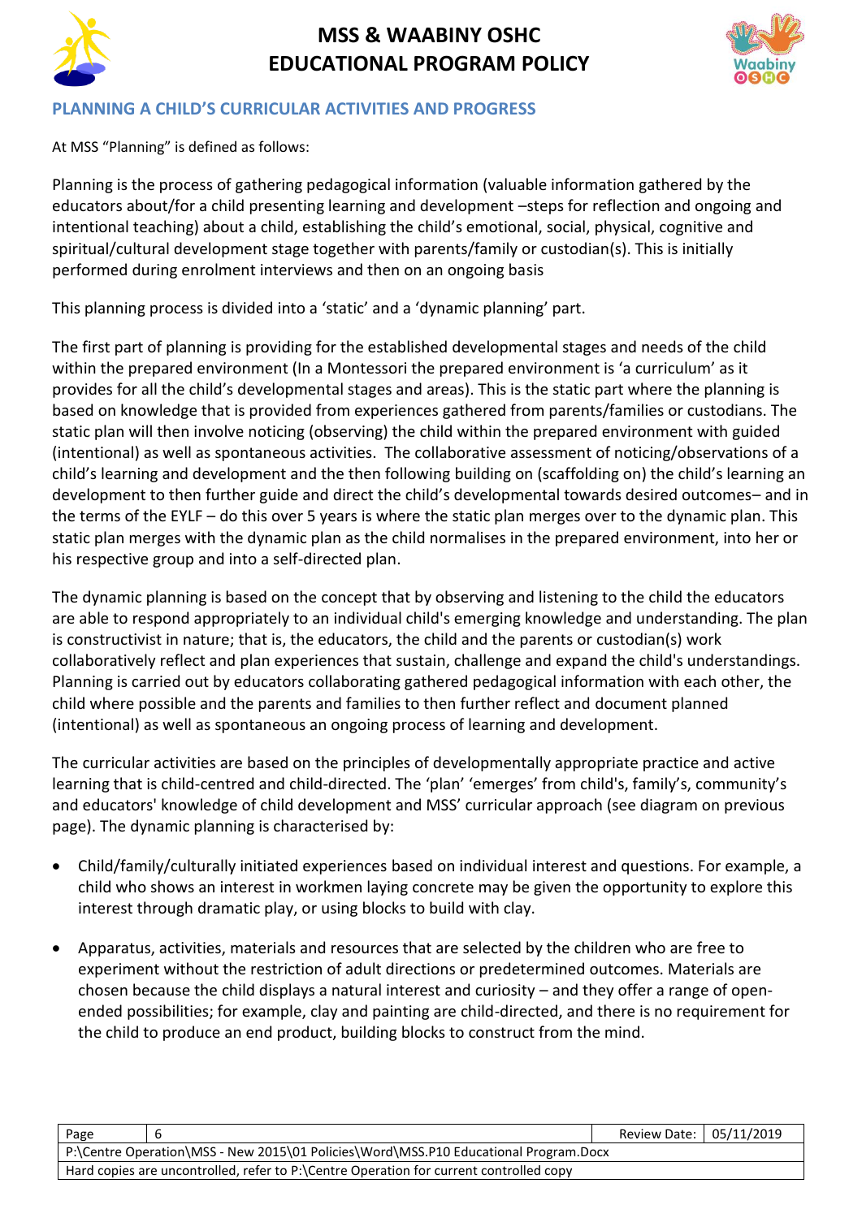## PLANNING A CHILD'S CURRICULAR ACTIVITIES AND PROGRESS

At MSS "Planning" is defined as follows:

Planning is the process of gathering pedagogical information (valuable information gathered by the educators about/for a child presenting learning and development –steps for reflection and ongoing and intentional teaching) about a child, establishing the child's emotional, social, physical, cognitive and spiritual/cultural development stage together with parents/family or custodian(s). This is initially performed during enrolment interviews and then on an ongoing basis

This planning process is divided into a 'static' and a 'dynamic planning' part.

The first part of planning is providing for the established developmental stages and needs of the child within the prepared environment (In a Montessori the prepared environment is 'a curriculum' as it provides for all the child's developmental stages and areas). This is the static part where the planning is based on knowledge that is provided from experiences gathered from parents/families or custodians. The static plan will then involve noticing (observing) the child within the prepared environment with guided (intentional) as well as spontaneous activities. The collaborative assessment of noticing/observations of a child's learning and development and the then following building on (scaffolding on) the child's learning an development to then further guide and direct the child's developmental towards desired outcomes– and in the terms of the EYLF – do this over 5 years is where the static plan merges over to the dynamic plan. This static plan merges with the dynamic plan as the child normalises in the prepared environment, into her or his respective group and into a self-directed plan.

The dynamic planning is based on the concept that by observing and listening to the child the educators are able to respond appropriately to an individual child's emerging knowledge and understanding. The plan is constructivist in nature; that is, the educators, the child and the parents or custodian(s) work collaboratively reflect and plan experiences that sustain, challenge and expand the child's understandings. Planning is carried out by educators collaborating gathered pedagogical information with each other, the child where possible and the parents and families to then further reflect and document planned (intentional) as well as spontaneous an ongoing process of learning and development.

The curricular activities are based on the principles of developmentally appropriate practice and active learning that is child-centred and child-directed. The 'plan' 'emerges' from child's, family's, community's and educators' knowledge of child development and MSS' curricular approach (see diagram on previous page). The dynamic planning is characterised by:

- Child/family/culturally initiated experiences based on individual interest and questions. For example, a child who shows an interest in workmen laying concrete may be given the opportunity to explore this interest through dramatic play, or using blocks to build with clay.
- Apparatus, activities, materials and resources that are selected by the children who are free to experiment without the restriction of adult directions or predetermined outcomes. Materials are chosen because the child displays a natural interest and curiosity – and they offer a range of open-ended possibilities; for example, clay and painting are child-directed, and there is no requirement for the child to produce an end product, building blocks to construct from the mind.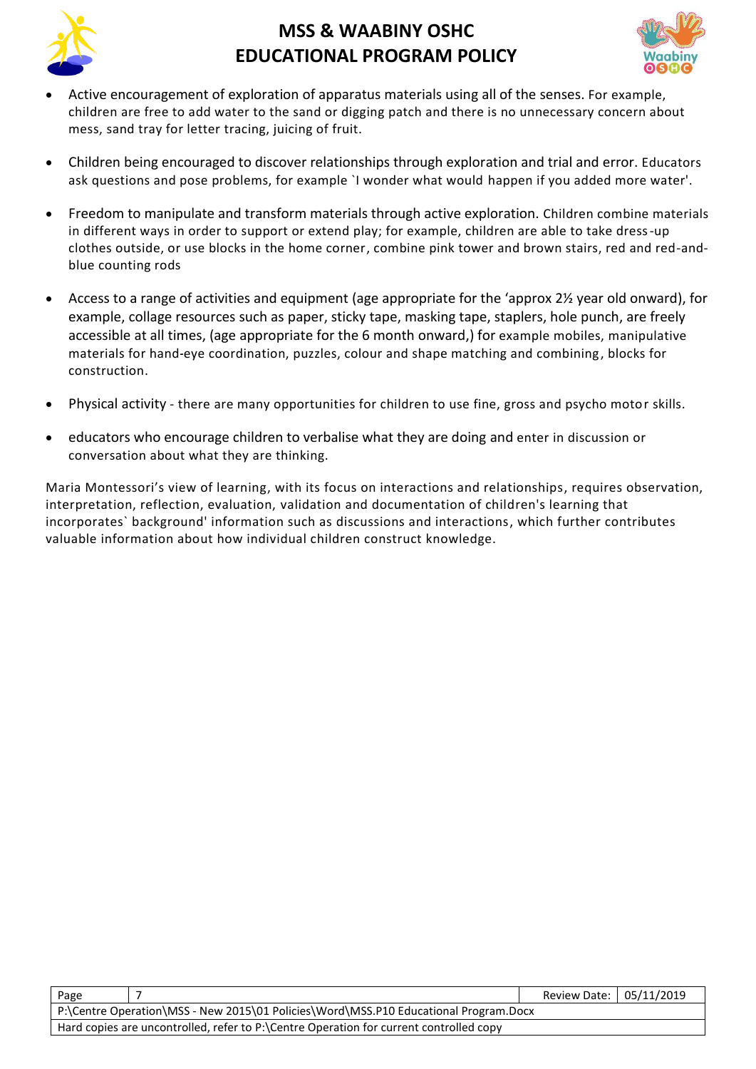- Active encouragement of exploration of apparatus materials using all of the senses. For example, children are free to add water to the sand or digging patch and there is no unnecessary concern about mess, sand tray for letter tracing, juicing of fruit.

- Children being encouraged to discover relationships through exploration and trial and error. Educators ask questions and pose problems, for example `I wonder what would happen if you added more water'.

- Freedom to manipulate and transform materials through active exploration. Children combine materials in different ways in order to support or extend play; for example, children are able to take dress-up clothes outside, or use blocks in the home corner, combine pink tower and brown stairs, red and red-and-blue counting rods

- Access to a range of activities and equipment (age appropriate for the 'approx 2½ year old onward), for example, collage resources such as paper, sticky tape, masking tape, staplers, hole punch, are freely accessible at all times, (age appropriate for the 6 month onward,) for example mobiles, manipulative materials for hand-eye coordination, puzzles, colour and shape matching and combining, blocks for construction.

- Physical activity - there are many opportunities for children to use fine, gross and psycho motor skills.

- educators who encourage children to verbalise what they are doing and enter in discussion or conversation about what they are thinking.

Maria Montessori's view of learning, with its focus on interactions and relationships, requires observation, interpretation, reflection, evaluation, validation and documentation of children's learning that incorporates` background' information such as discussions and interactions, which further contributes valuable information about how individual children construct knowledge.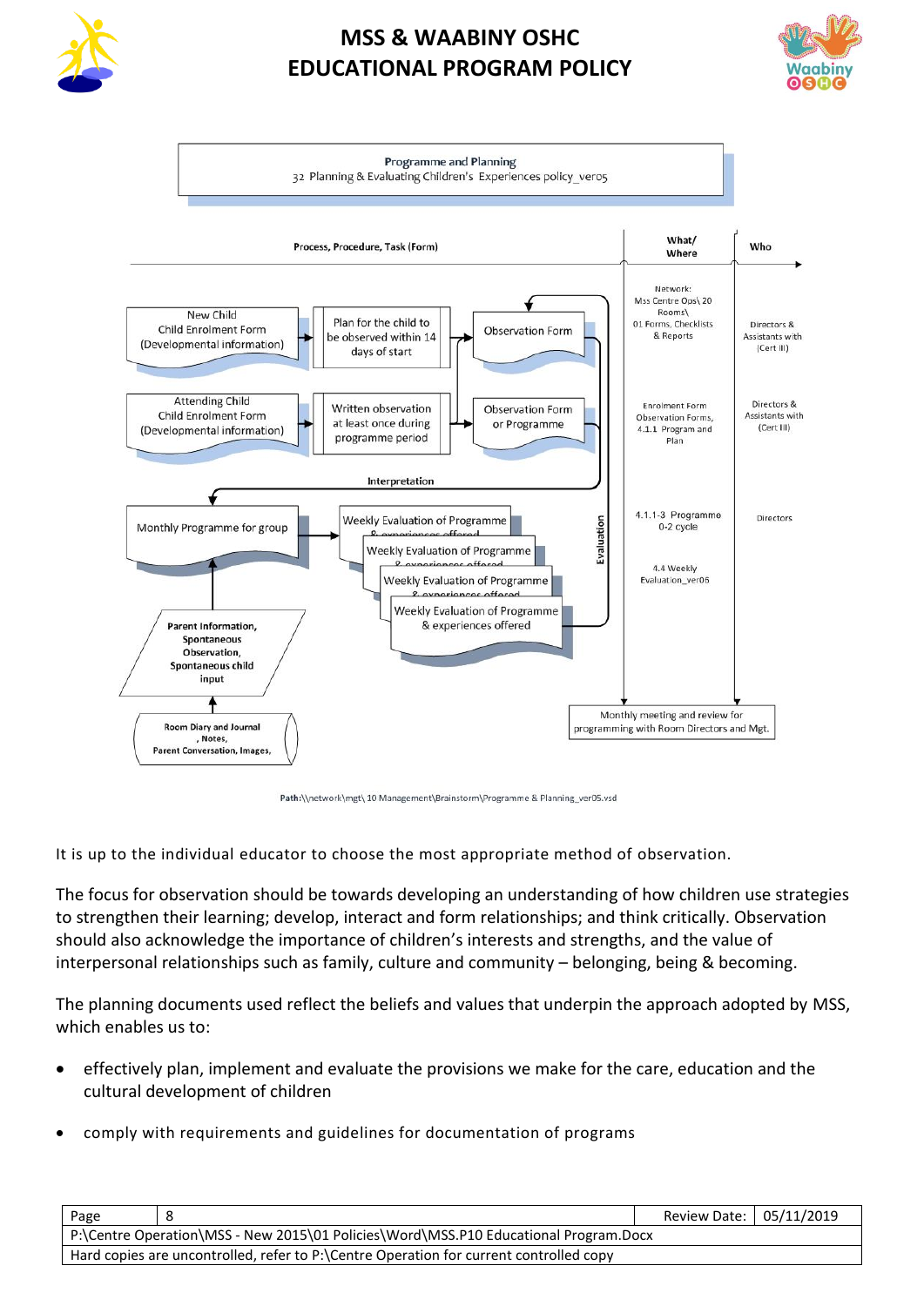**Programme and Planning**

32 Planning & Evaluating Children's Experiences policy_ver05

| Process, Procedure, Task (Form) | What/ Where | Who |
|---|---|---|
| New Child Child Enrolment Form (Developmental information) → Plan for the child to be observed within 14 days of start → Observation Form | Network: Mss Centre Ops\ 20 Rooms\ 01 Forms, Checklists & Reports | Directors & Assistants with (Cert III) |
| Attending Child Child Enrolment Form (Developmental information) → Written observation at least once during programme period → Observation Form or Programme | Enrolment Form Observation Forms, 4.1.1 Program and Plan | Directors & Assistants with (Cert III) |
| Interpretation → Monthly Programme for group → Weekly Evaluation of Programme & experiences offered → Evaluation | 4.1.1-3 Programme 0-2 cycle<br>4.4 Weekly Evaluation_ver06 | Directors |
| Room Diary and Journal, Notes, Parent Conversation, Images, → Parent Information, Spontaneous Observation, Spontaneous child input → Monthly Programme for group | | |
| Monthly meeting and review for programming with Room Directors and Mgt. | | |

Path:\\network\mgt\ 10 Management\Brainstorm\Programme & Planning_ver05.vsd

It is up to the individual educator to choose the most appropriate method of observation.

The focus for observation should be towards developing an understanding of how children use strategies to strengthen their learning; develop, interact and form relationships; and think critically. Observation should also acknowledge the importance of children's interests and strengths, and the value of interpersonal relationships such as family, culture and community – belonging, being & becoming.

The planning documents used reflect the beliefs and values that underpin the approach adopted by MSS, which enables us to:

- effectively plan, implement and evaluate the provisions we make for the care, education and the cultural development of children
- comply with requirements and guidelines for documentation of programs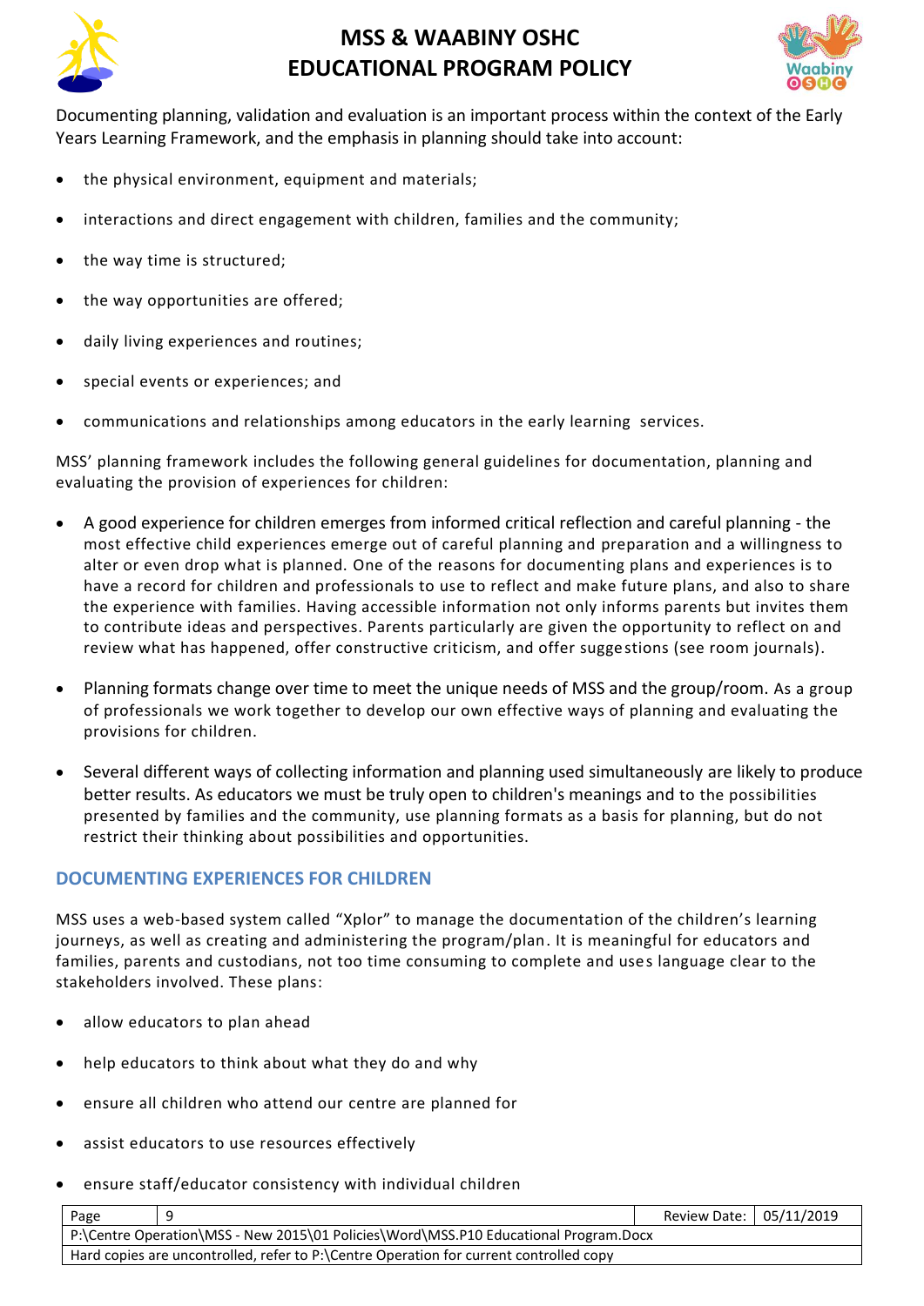Documenting planning, validation and evaluation is an important process within the context of the Early Years Learning Framework, and the emphasis in planning should take into account:

- the physical environment, equipment and materials;
- interactions and direct engagement with children, families and the community;
- the way time is structured;
- the way opportunities are offered;
- daily living experiences and routines;
- special events or experiences; and
- communications and relationships among educators in the early learning services.

MSS' planning framework includes the following general guidelines for documentation, planning and evaluating the provision of experiences for children:

- A good experience for children emerges from informed critical reflection and careful planning - the most effective child experiences emerge out of careful planning and preparation and a willingness to alter or even drop what is planned. One of the reasons for documenting plans and experiences is to have a record for children and professionals to use to reflect and make future plans, and also to share the experience with families. Having accessible information not only informs parents but invites them to contribute ideas and perspectives. Parents particularly are given the opportunity to reflect on and review what has happened, offer constructive criticism, and offer suggestions (see room journals).
- Planning formats change over time to meet the unique needs of MSS and the group/room. As a group of professionals we work together to develop our own effective ways of planning and evaluating the provisions for children.
- Several different ways of collecting information and planning used simultaneously are likely to produce better results. As educators we must be truly open to children's meanings and to the possibilities presented by families and the community, use planning formats as a basis for planning, but do not restrict their thinking about possibilities and opportunities.

## DOCUMENTING EXPERIENCES FOR CHILDREN

MSS uses a web-based system called "Xplor" to manage the documentation of the children's learning journeys, as well as creating and administering the program/plan. It is meaningful for educators and families, parents and custodians, not too time consuming to complete and uses language clear to the stakeholders involved. These plans:

- allow educators to plan ahead
- help educators to think about what they do and why
- ensure all children who attend our centre are planned for
- assist educators to use resources effectively
- ensure staff/educator consistency with individual children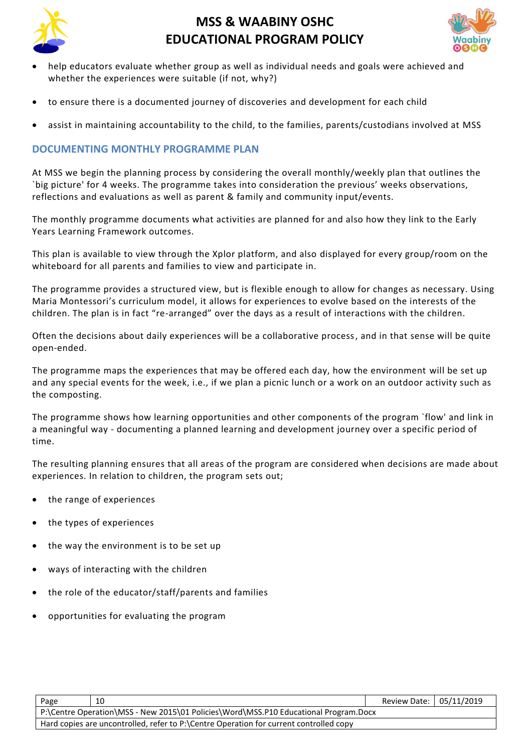- help educators evaluate whether group as well as individual needs and goals were achieved and whether the experiences were suitable (if not, why?)
- to ensure there is a documented journey of discoveries and development for each child
- assist in maintaining accountability to the child, to the families, parents/custodians involved at MSS

## DOCUMENTING MONTHLY PROGRAMME PLAN

At MSS we begin the planning process by considering the overall monthly/weekly plan that outlines the `big picture' for 4 weeks. The programme takes into consideration the previous' weeks observations, reflections and evaluations as well as parent & family and community input/events.

The monthly programme documents what activities are planned for and also how they link to the Early Years Learning Framework outcomes.

This plan is available to view through the Xplor platform, and also displayed for every group/room on the whiteboard for all parents and families to view and participate in.

The programme provides a structured view, but is flexible enough to allow for changes as necessary. Using Maria Montessori's curriculum model, it allows for experiences to evolve based on the interests of the children. The plan is in fact "re-arranged" over the days as a result of interactions with the children.

Often the decisions about daily experiences will be a collaborative process, and in that sense will be quite open-ended.

The programme maps the experiences that may be offered each day, how the environment will be set up and any special events for the week, i.e., if we plan a picnic lunch or a work on an outdoor activity such as the composting.

The programme shows how learning opportunities and other components of the program `flow' and link in a meaningful way - documenting a planned learning and development journey over a specific period of time.

The resulting planning ensures that all areas of the program are considered when decisions are made about experiences. In relation to children, the program sets out;

- the range of experiences
- the types of experiences
- the way the environment is to be set up
- ways of interacting with the children
- the role of the educator/staff/parents and families
- opportunities for evaluating the program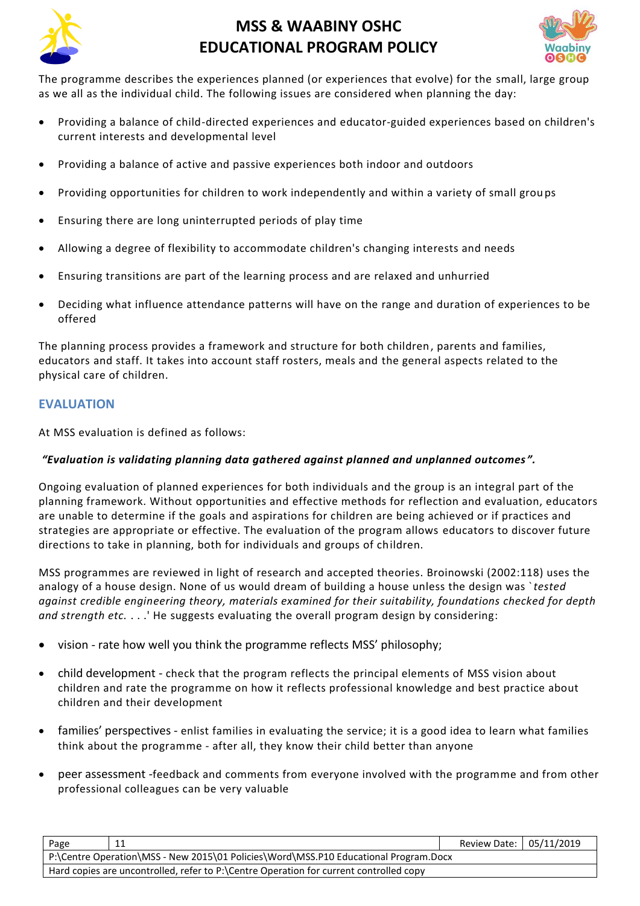The programme describes the experiences planned (or experiences that evolve) for the small, large group as we all as the individual child. The following issues are considered when planning the day:

- Providing a balance of child-directed experiences and educator-guided experiences based on children's current interests and developmental level
- Providing a balance of active and passive experiences both indoor and outdoors
- Providing opportunities for children to work independently and within a variety of small groups
- Ensuring there are long uninterrupted periods of play time
- Allowing a degree of flexibility to accommodate children's changing interests and needs
- Ensuring transitions are part of the learning process and are relaxed and unhurried
- Deciding what influence attendance patterns will have on the range and duration of experiences to be offered

The planning process provides a framework and structure for both children, parents and families, educators and staff. It takes into account staff rosters, meals and the general aspects related to the physical care of children.

## EVALUATION

At MSS evaluation is defined as follows:

***"Evaluation is validating planning data gathered against planned and unplanned outcomes".***

Ongoing evaluation of planned experiences for both individuals and the group is an integral part of the planning framework. Without opportunities and effective methods for reflection and evaluation, educators are unable to determine if the goals and aspirations for children are being achieved or if practices and strategies are appropriate or effective. The evaluation of the program allows educators to discover future directions to take in planning, both for individuals and groups of children.

MSS programmes are reviewed in light of research and accepted theories. Broinowski (2002:118) uses the analogy of a house design. None of us would dream of building a house unless the design was `*tested against credible engineering theory, materials examined for their suitability, foundations checked for depth and strength etc.* . . .' He suggests evaluating the overall program design by considering:

- vision - rate how well you think the programme reflects MSS' philosophy;
- child development - check that the program reflects the principal elements of MSS vision about children and rate the programme on how it reflects professional knowledge and best practice about children and their development
- families' perspectives - enlist families in evaluating the service; it is a good idea to learn what families think about the programme - after all, they know their child better than anyone
- peer assessment -feedback and comments from everyone involved with the programme and from other professional colleagues can be very valuable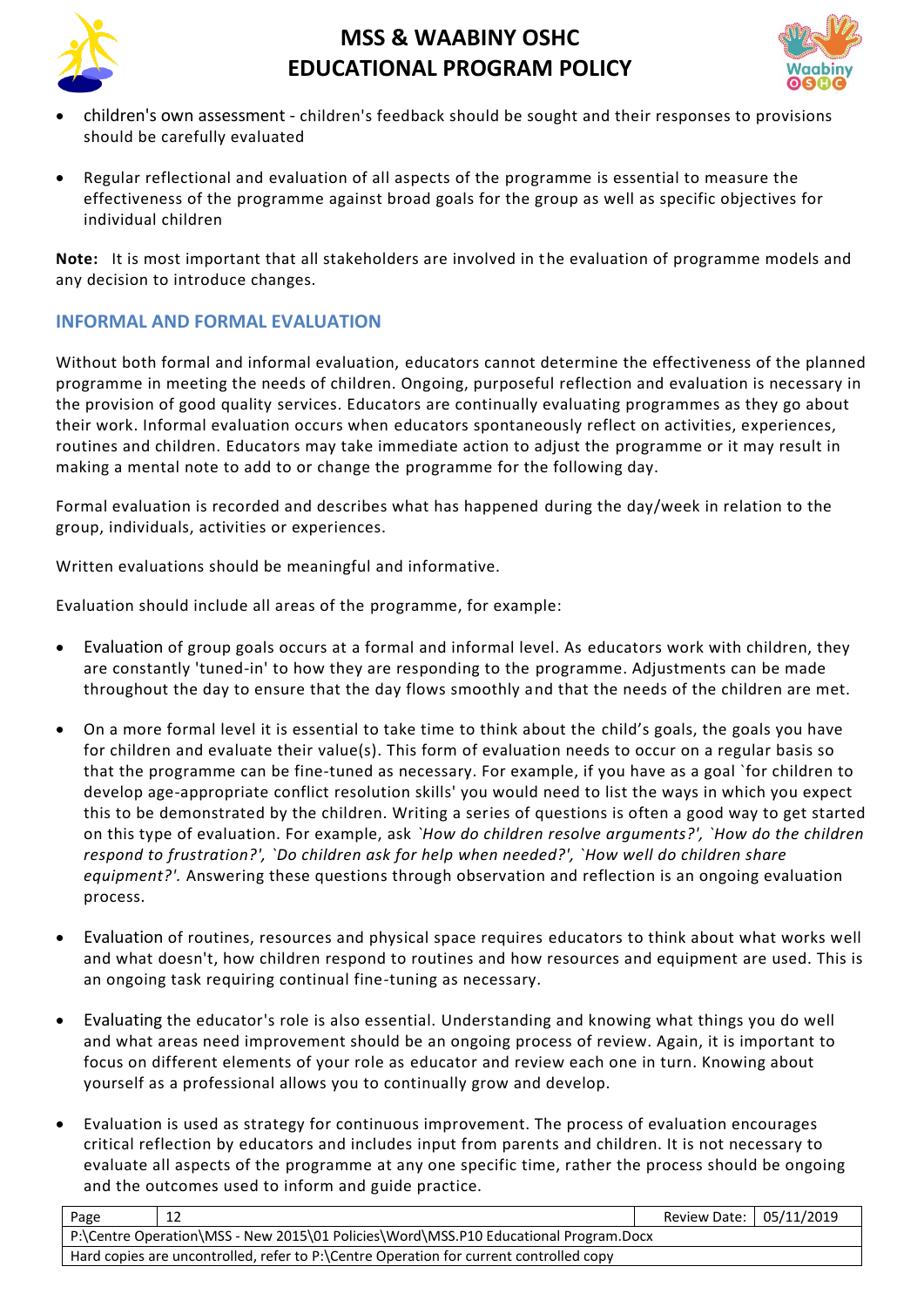- children's own assessment - children's feedback should be sought and their responses to provisions should be carefully evaluated

- Regular reflectional and evaluation of all aspects of the programme is essential to measure the effectiveness of the programme against broad goals for the group as well as specific objectives for individual children

**Note:** It is most important that all stakeholders are involved in the evaluation of programme models and any decision to introduce changes.

## INFORMAL AND FORMAL EVALUATION

Without both formal and informal evaluation, educators cannot determine the effectiveness of the planned programme in meeting the needs of children. Ongoing, purposeful reflection and evaluation is necessary in the provision of good quality services. Educators are continually evaluating programmes as they go about their work. Informal evaluation occurs when educators spontaneously reflect on activities, experiences, routines and children. Educators may take immediate action to adjust the programme or it may result in making a mental note to add to or change the programme for the following day.

Formal evaluation is recorded and describes what has happened during the day/week in relation to the group, individuals, activities or experiences.

Written evaluations should be meaningful and informative.

Evaluation should include all areas of the programme, for example:

- Evaluation of group goals occurs at a formal and informal level. As educators work with children, they are constantly 'tuned-in' to how they are responding to the programme. Adjustments can be made throughout the day to ensure that the day flows smoothly and that the needs of the children are met.

- On a more formal level it is essential to take time to think about the child's goals, the goals you have for children and evaluate their value(s). This form of evaluation needs to occur on a regular basis so that the programme can be fine-tuned as necessary. For example, if you have as a goal `for children to develop age-appropriate conflict resolution skills' you would need to list the ways in which you expect this to be demonstrated by the children. Writing a series of questions is often a good way to get started on this type of evaluation. For example, ask *`How do children resolve arguments?', `How do the children respond to frustration?', `Do children ask for help when needed?', `How well do children share equipment?'.* Answering these questions through observation and reflection is an ongoing evaluation process.

- Evaluation of routines, resources and physical space requires educators to think about what works well and what doesn't, how children respond to routines and how resources and equipment are used. This is an ongoing task requiring continual fine-tuning as necessary.

- Evaluating the educator's role is also essential. Understanding and knowing what things you do well and what areas need improvement should be an ongoing process of review. Again, it is important to focus on different elements of your role as educator and review each one in turn. Knowing about yourself as a professional allows you to continually grow and develop.

- Evaluation is used as strategy for continuous improvement. The process of evaluation encourages critical reflection by educators and includes input from parents and children. It is not necessary to evaluate all aspects of the programme at any one specific time, rather the process should be ongoing and the outcomes used to inform and guide practice.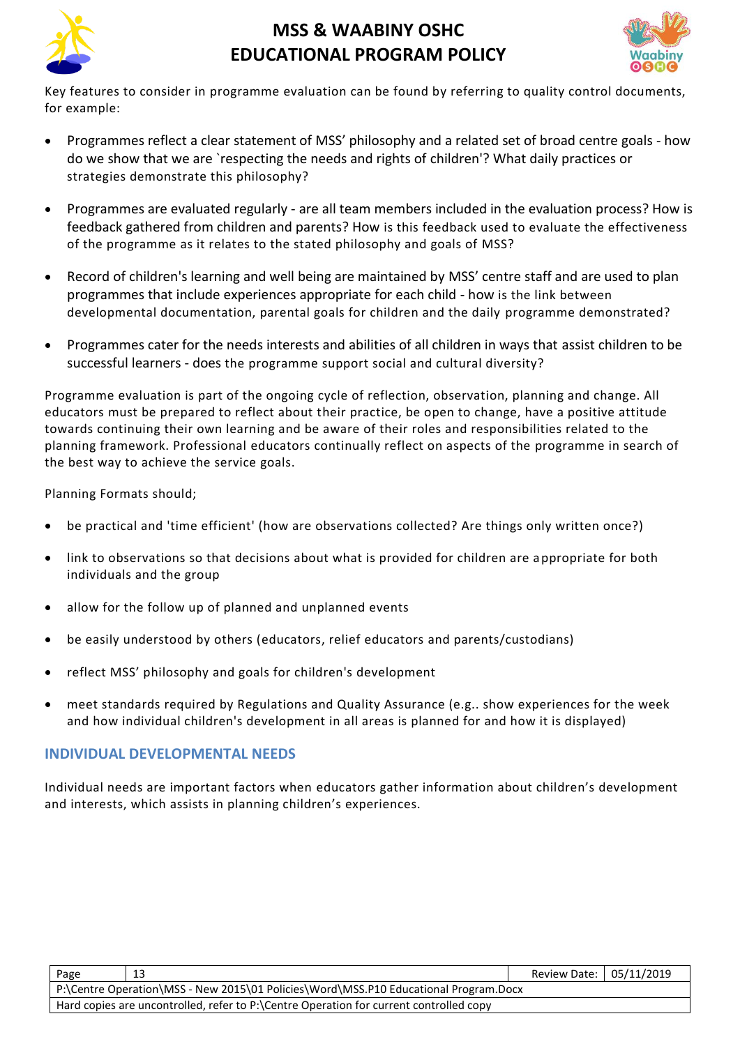Key features to consider in programme evaluation can be found by referring to quality control documents, for example:

- Programmes reflect a clear statement of MSS' philosophy and a related set of broad centre goals - how do we show that we are `respecting the needs and rights of children'? What daily practices or strategies demonstrate this philosophy?

- Programmes are evaluated regularly - are all team members included in the evaluation process? How is feedback gathered from children and parents? How is this feedback used to evaluate the effectiveness of the programme as it relates to the stated philosophy and goals of MSS?

- Record of children's learning and well being are maintained by MSS' centre staff and are used to plan programmes that include experiences appropriate for each child - how is the link between developmental documentation, parental goals for children and the daily programme demonstrated?

- Programmes cater for the needs interests and abilities of all children in ways that assist children to be successful learners - does the programme support social and cultural diversity?

Programme evaluation is part of the ongoing cycle of reflection, observation, planning and change. All educators must be prepared to reflect about their practice, be open to change, have a positive attitude towards continuing their own learning and be aware of their roles and responsibilities related to the planning framework. Professional educators continually reflect on aspects of the programme in search of the best way to achieve the service goals.

Planning Formats should;

- be practical and 'time efficient' (how are observations collected? Are things only written once?)

- link to observations so that decisions about what is provided for children are appropriate for both individuals and the group

- allow for the follow up of planned and unplanned events

- be easily understood by others (educators, relief educators and parents/custodians)

- reflect MSS' philosophy and goals for children's development

- meet standards required by Regulations and Quality Assurance (e.g.. show experiences for the week and how individual children's development in all areas is planned for and how it is displayed)

## INDIVIDUAL DEVELOPMENTAL NEEDS

Individual needs are important factors when educators gather information about children's development and interests, which assists in planning children's experiences.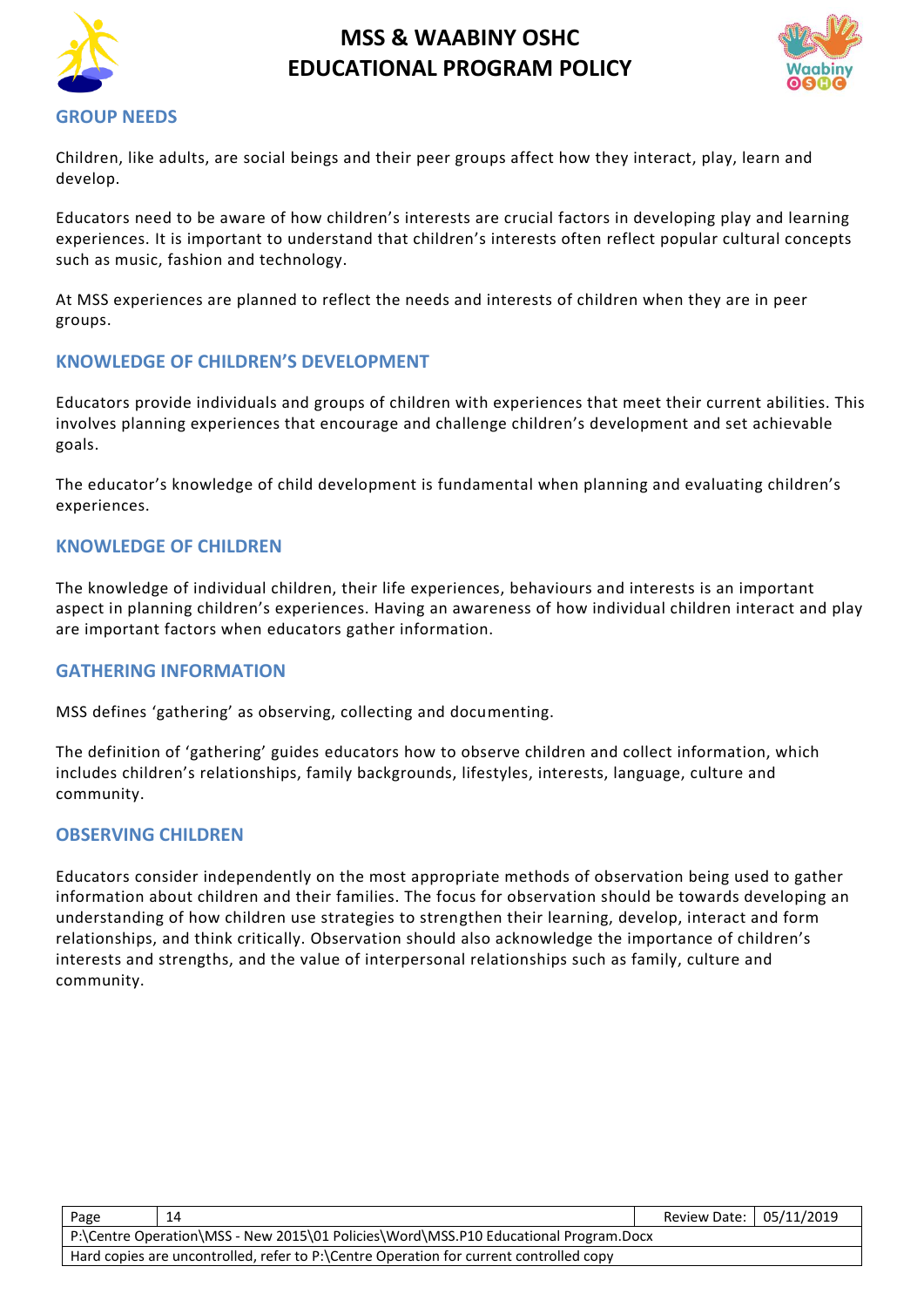## GROUP NEEDS

Children, like adults, are social beings and their peer groups affect how they interact, play, learn and develop.

Educators need to be aware of how children's interests are crucial factors in developing play and learning experiences. It is important to understand that children's interests often reflect popular cultural concepts such as music, fashion and technology.

At MSS experiences are planned to reflect the needs and interests of children when they are in peer groups.

## KNOWLEDGE OF CHILDREN'S DEVELOPMENT

Educators provide individuals and groups of children with experiences that meet their current abilities. This involves planning experiences that encourage and challenge children's development and set achievable goals.

The educator's knowledge of child development is fundamental when planning and evaluating children's experiences.

## KNOWLEDGE OF CHILDREN

The knowledge of individual children, their life experiences, behaviours and interests is an important aspect in planning children's experiences. Having an awareness of how individual children interact and play are important factors when educators gather information.

## GATHERING INFORMATION

MSS defines 'gathering' as observing, collecting and documenting.

The definition of 'gathering' guides educators how to observe children and collect information, which includes children's relationships, family backgrounds, lifestyles, interests, language, culture and community.

## OBSERVING CHILDREN

Educators consider independently on the most appropriate methods of observation being used to gather information about children and their families. The focus for observation should be towards developing an understanding of how children use strategies to strengthen their learning, develop, interact and form relationships, and think critically. Observation should also acknowledge the importance of children's interests and strengths, and the value of interpersonal relationships such as family, culture and community.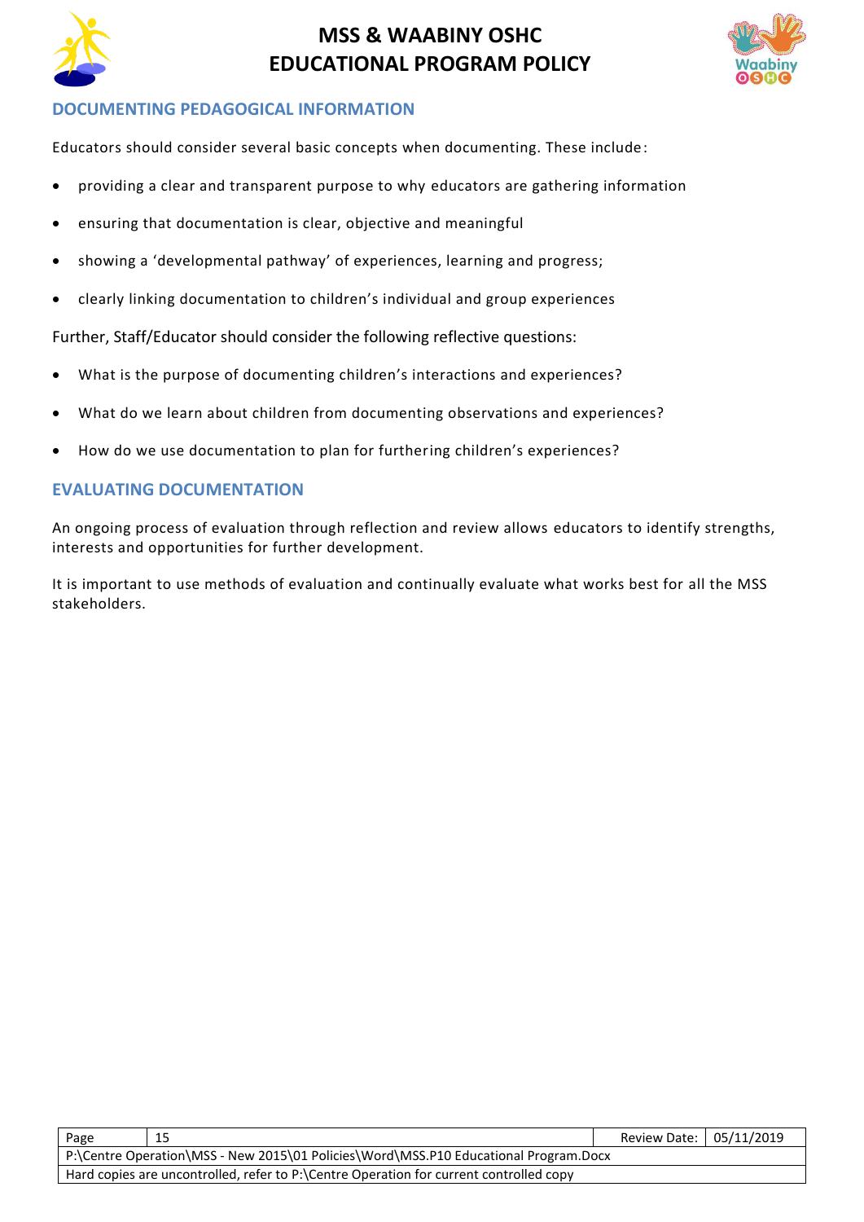## DOCUMENTING PEDAGOGICAL INFORMATION

Educators should consider several basic concepts when documenting. These include:

- providing a clear and transparent purpose to why educators are gathering information
- ensuring that documentation is clear, objective and meaningful
- showing a 'developmental pathway' of experiences, learning and progress;
- clearly linking documentation to children's individual and group experiences

Further, Staff/Educator should consider the following reflective questions:

- What is the purpose of documenting children's interactions and experiences?
- What do we learn about children from documenting observations and experiences?
- How do we use documentation to plan for furthering children's experiences?

## EVALUATING DOCUMENTATION

An ongoing process of evaluation through reflection and review allows educators to identify strengths, interests and opportunities for further development.

It is important to use methods of evaluation and continually evaluate what works best for all the MSS stakeholders.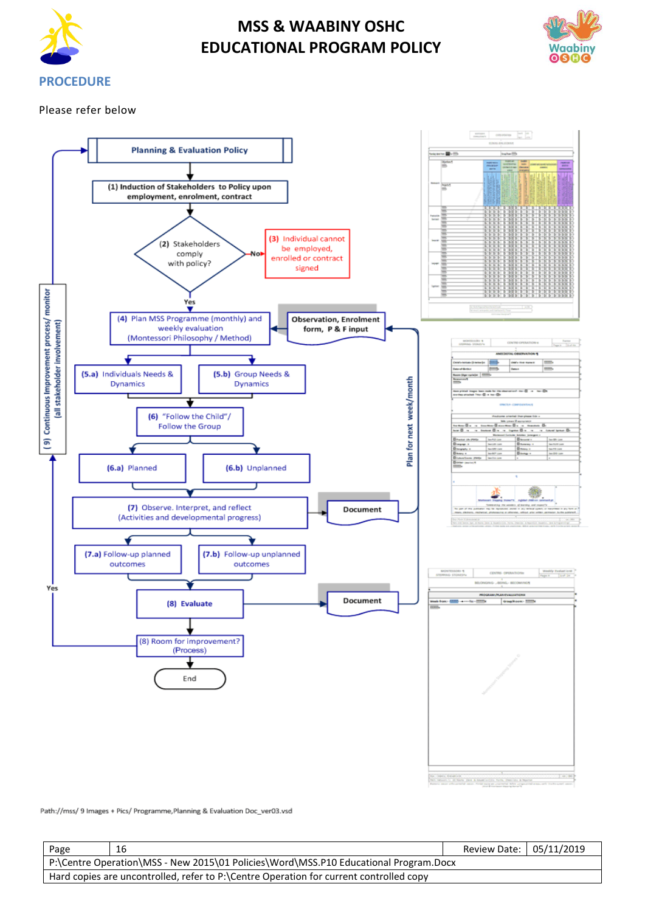## PROCEDURE

Please refer below

Planning & Evaluation Policy

(1) Induction of Stakeholders to Policy upon employment, enrolment, contract

(2) Stakeholders comply with policy?

No

(3) Individual cannot be employed, enrolled or contract signed

Yes

(4) Plan MSS Programme (monthly) and weekly evaluation (Montessori Philosophy / Method)

Observation, Enrolment form, P & F input

(5.a) Individuals Needs & Dynamics

(5.b) Group Needs & Dynamics

(6) "Follow the Child"/ Follow the Group

(6.a) Planned

(6.b) Unplanned

(7) Observe. Interpret, and reflect (Activities and developmental progress)

Document

(7.a) Follow-up planned outcomes

(7.b) Follow-up unplanned outcomes

(8) Evaluate

Document

(8) Room for improvement? (Process)

Yes

End

(9) Continuous Improvement process/ monitor (all stakeholder involvement)

Plan for next week/month

Path://mss/ 9 Images + Pics/ Programme,Planning & Evaluation Doc_ver03.vsd

| | | | |
|---|---|---|---|
| Page | 16 | Review Date: | 05/11/2019 |
| P:\Centre Operation\MSS - New 2015\01 Policies\Word\MSS.P10 Educational Program.Docx | | | |
| Hard copies are uncontrolled, refer to P:\Centre Operation for current controlled copy | | | |